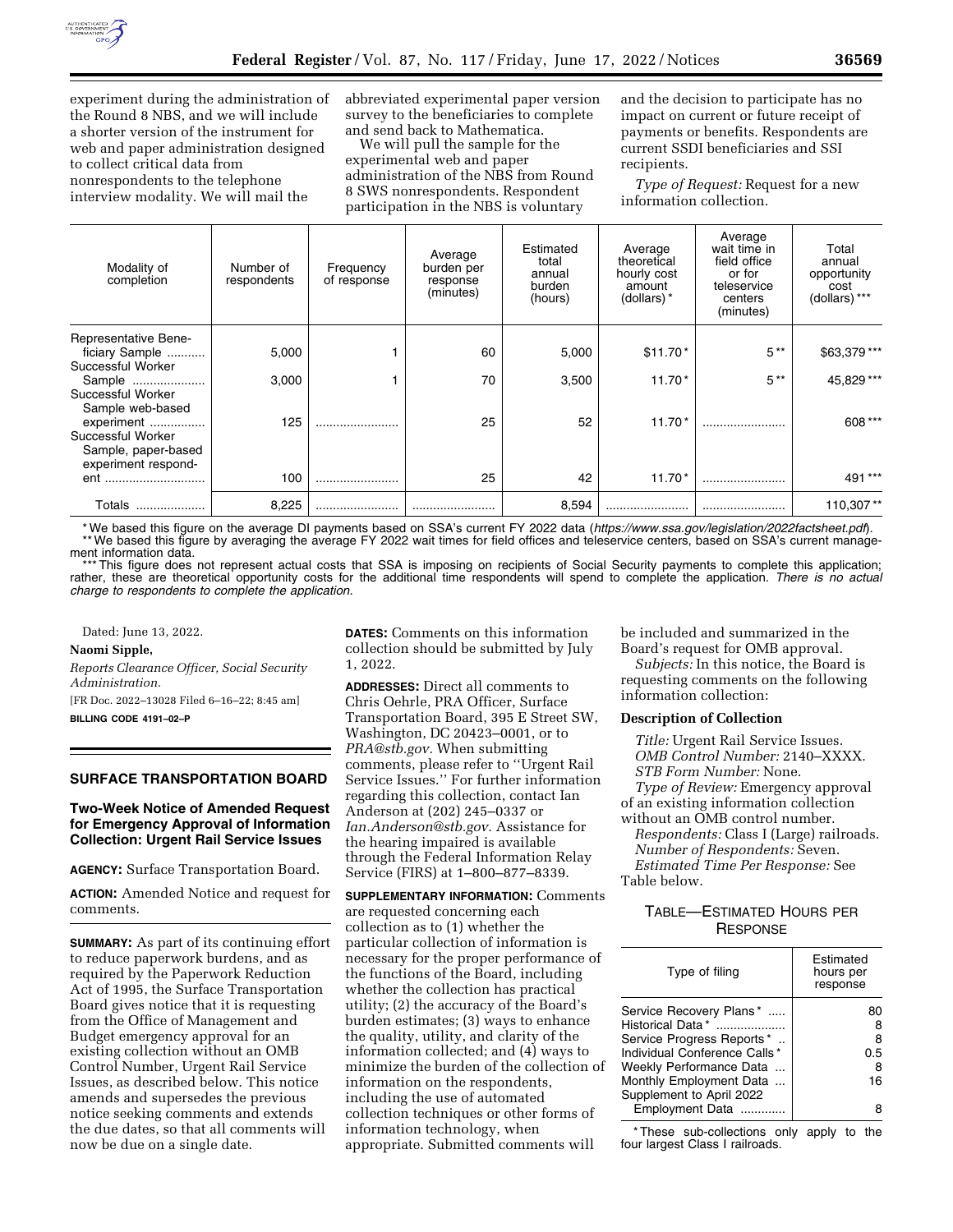experiment during the administration of the Round 8 NBS, and we will include a shorter version of the instrument for web and paper administration designed to collect critical data from nonrespondents to the telephone interview modality. We will mail the abbreviated experimental paper version survey to the beneficiaries to complete and send back to Mathematica.

We will pull the sample for the experimental web and paper administration of the NBS from Round 8 SWS nonrespondents. Respondent participation in the NBS is voluntary and the decision to participate has no impact on current or future receipt of payments or benefits. Respondents are current SSDI beneficiaries and SSI recipients.

*Type of Request:* Request for a new information collection.

| Modality of completion | Number of respondents | Frequency of response | Average burden per response (minutes) | Estimated total annual burden (hours) | Average theoretical hourly cost amount (dollars) * | Average wait time in field office or for teleservice centers (minutes) | Total annual opportunity cost (dollars) *** |
|---|---|---|---|---|---|---|---|
| Representative Beneficiary Sample | 5,000 | 1 | 60 | 5,000 | $11.70 * | 5 ** | $63,379 *** |
| Successful Worker Sample | 3,000 | 1 | 70 | 3,500 | 11.70 * | 5 ** | 45,829 *** |
| Successful Worker Sample web-based experiment | 125 | | 25 | 52 | 11.70 * | | 608 *** |
| Successful Worker Sample, paper-based experiment respondent | 100 | | 25 | 42 | 11.70 * | | 491 *** |
| Totals | 8,225 | | | 8,594 | | | 110,307 ** |

\* We based this figure on the average DI payments based on SSA's current FY 2022 data (*https://www.ssa.gov/legislation/2022factsheet.pdf*).

\*\* We based this figure by averaging the average FY 2022 wait times for field offices and teleservice centers, based on SSA's current management information data.

\*\*\* This figure does not represent actual costs that SSA is imposing on recipients of Social Security payments to complete this application; rather, these are theoretical opportunity costs for the additional time respondents will spend to complete the application. *There is no actual charge to respondents to complete the application.*

Dated: June 13, 2022.

**Naomi Sipple,**

*Reports Clearance Officer, Social Security Administration.*

[FR Doc. 2022–13028 Filed 6–16–22; 8:45 am]

**BILLING CODE 4191–02–P**

## SURFACE TRANSPORTATION BOARD

### Two-Week Notice of Amended Request for Emergency Approval of Information Collection: Urgent Rail Service Issues

**AGENCY:** Surface Transportation Board.

**ACTION:** Amended Notice and request for comments.

**SUMMARY:** As part of its continuing effort to reduce paperwork burdens, and as required by the Paperwork Reduction Act of 1995, the Surface Transportation Board gives notice that it is requesting from the Office of Management and Budget emergency approval for an existing collection without an OMB Control Number, Urgent Rail Service Issues, as described below. This notice amends and supersedes the previous notice seeking comments and extends the due dates, so that all comments will now be due on a single date.

**DATES:** Comments on this information collection should be submitted by July 1, 2022.

**ADDRESSES:** Direct all comments to Chris Oehrle, PRA Officer, Surface Transportation Board, 395 E Street SW, Washington, DC 20423–0001, or to *PRA@stb.gov.* When submitting comments, please refer to ''Urgent Rail Service Issues.'' For further information regarding this collection, contact Ian Anderson at (202) 245–0337 or *Ian.Anderson@stb.gov.* Assistance for the hearing impaired is available through the Federal Information Relay Service (FIRS) at 1–800–877–8339.

**SUPPLEMENTARY INFORMATION:** Comments are requested concerning each collection as to (1) whether the particular collection of information is necessary for the proper performance of the functions of the Board, including whether the collection has practical utility; (2) the accuracy of the Board's burden estimates; (3) ways to enhance the quality, utility, and clarity of the information collected; and (4) ways to minimize the burden of the collection of information on the respondents, including the use of automated collection techniques or other forms of information technology, when appropriate. Submitted comments will be included and summarized in the Board's request for OMB approval.

*Subjects:* In this notice, the Board is requesting comments on the following information collection:

**Description of Collection**

*Title:* Urgent Rail Service Issues.

*OMB Control Number:* 2140–XXXX.

*STB Form Number:* None.

*Type of Review:* Emergency approval of an existing information collection without an OMB control number.

*Respondents:* Class I (Large) railroads.

*Number of Respondents:* Seven.

*Estimated Time Per Response:* See Table below.

TABLE—ESTIMATED HOURS PER RESPONSE

| Type of filing | Estimated hours per response |
|---|---|
| Service Recovery Plans * | 80 |
| Historical Data * | 8 |
| Service Progress Reports * | 8 |
| Individual Conference Calls * | 0.5 |
| Weekly Performance Data | 8 |
| Monthly Employment Data | 16 |
| Supplement to April 2022 Employment Data | 8 |

\* These sub-collections only apply to the four largest Class I railroads.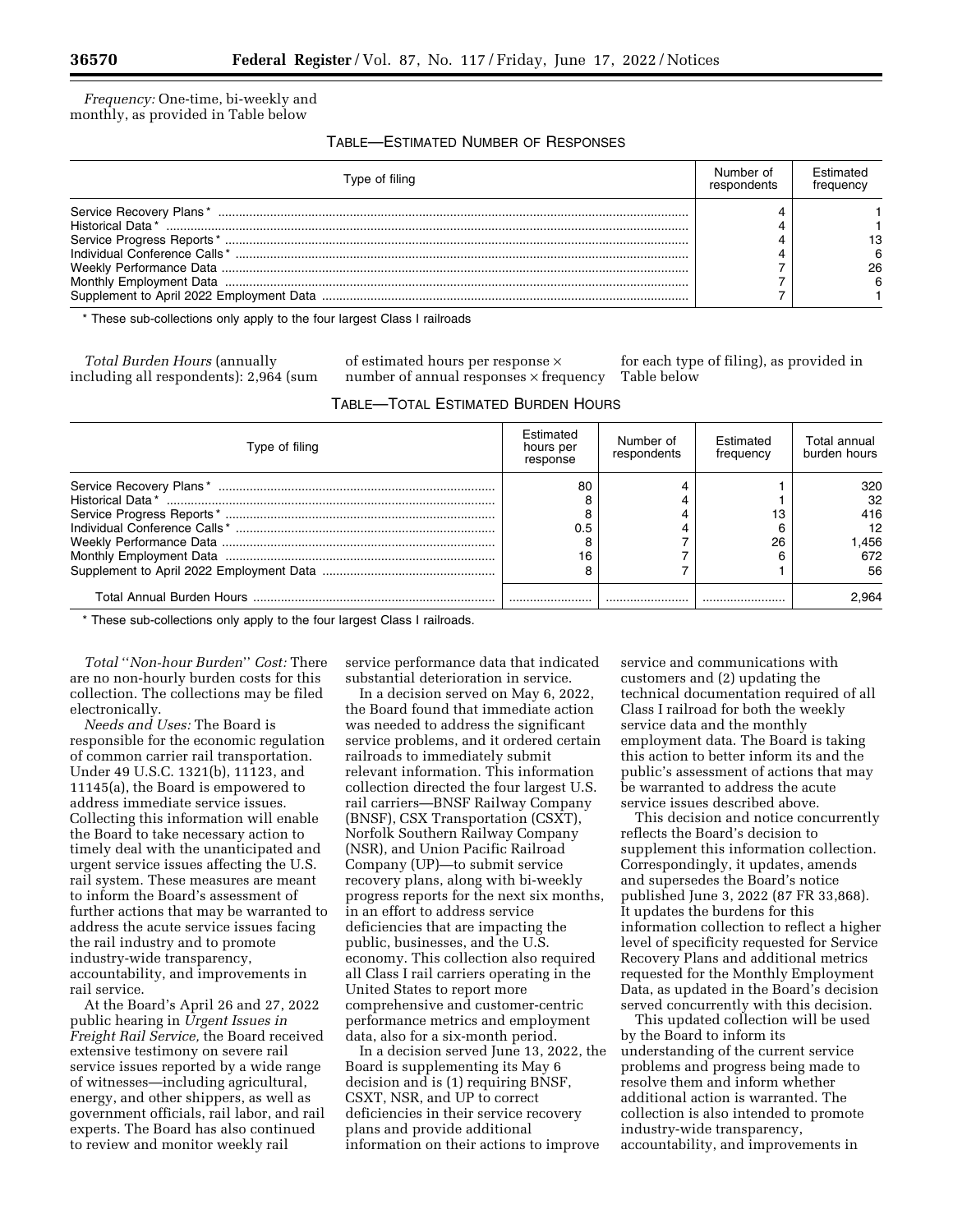*Frequency:* One-time, bi-weekly and monthly, as provided in Table below

TABLE—ESTIMATED NUMBER OF RESPONSES

| Type of filing | Number of respondents | Estimated frequency |
|---|---|---|
| Service Recovery Plans * | 4 | 1 |
| Historical Data * | 4 | 1 |
| Service Progress Reports * | 4 | 13 |
| Individual Conference Calls * | 4 | 6 |
| Weekly Performance Data | 7 | 26 |
| Monthly Employment Data | 7 | 6 |
| Supplement to April 2022 Employment Data | 7 | 1 |

\* These sub-collections only apply to the four largest Class I railroads

*Total Burden Hours* (annually including all respondents): 2,964 (sum of estimated hours per response × number of annual responses × frequency for each type of filing), as provided in Table below

TABLE—TOTAL ESTIMATED BURDEN HOURS

| Type of filing | Estimated hours per response | Number of respondents | Estimated frequency | Total annual burden hours |
|---|---|---|---|---|
| Service Recovery Plans * | 80 | 4 | 1 | 320 |
| Historical Data * | 8 | 4 | 1 | 32 |
| Service Progress Reports * | 8 | 4 | 13 | 416 |
| Individual Conference Calls * | 0.5 | 4 | 6 | 12 |
| Weekly Performance Data | 8 | 7 | 26 | 1,456 |
| Monthly Employment Data | 16 | 7 | 6 | 672 |
| Supplement to April 2022 Employment Data | 8 | 7 | 1 | 56 |
| Total Annual Burden Hours | | | | 2,964 |

\* These sub-collections only apply to the four largest Class I railroads.

*Total ''Non-hour Burden'' Cost:* There are no non-hourly burden costs for this collection. The collections may be filed electronically.

*Needs and Uses:* The Board is responsible for the economic regulation of common carrier rail transportation. Under 49 U.S.C. 1321(b), 11123, and 11145(a), the Board is empowered to address immediate service issues. Collecting this information will enable the Board to take necessary action to timely deal with the unanticipated and urgent service issues affecting the U.S. rail system. These measures are meant to inform the Board's assessment of further actions that may be warranted to address the acute service issues facing the rail industry and to promote industry-wide transparency, accountability, and improvements in rail service.

At the Board's April 26 and 27, 2022 public hearing in *Urgent Issues in Freight Rail Service,* the Board received extensive testimony on severe rail service issues reported by a wide range of witnesses—including agricultural, energy, and other shippers, as well as government officials, rail labor, and rail experts. The Board has also continued to review and monitor weekly rail service performance data that indicated substantial deterioration in service.

In a decision served on May 6, 2022, the Board found that immediate action was needed to address the significant service problems, and it ordered certain railroads to immediately submit relevant information. This information collection directed the four largest U.S. rail carriers—BNSF Railway Company (BNSF), CSX Transportation (CSXT), Norfolk Southern Railway Company (NSR), and Union Pacific Railroad Company (UP)—to submit service recovery plans, along with bi-weekly progress reports for the next six months, in an effort to address service deficiencies that are impacting the public, businesses, and the U.S. economy. This collection also required all Class I rail carriers operating in the United States to report more comprehensive and customer-centric performance metrics and employment data, also for a six-month period.

In a decision served June 13, 2022, the Board is supplementing its May 6 decision and is (1) requiring BNSF, CSXT, NSR, and UP to correct deficiencies in their service recovery plans and provide additional information on their actions to improve service and communications with customers and (2) updating the technical documentation required of all Class I railroad for both the weekly service data and the monthly employment data. The Board is taking this action to better inform its and the public's assessment of actions that may be warranted to address the acute service issues described above.

This decision and notice concurrently reflects the Board's decision to supplement this information collection. Correspondingly, it updates, amends and supersedes the Board's notice published June 3, 2022 (87 FR 33,868). It updates the burdens for this information collection to reflect a higher level of specificity requested for Service Recovery Plans and additional metrics requested for the Monthly Employment Data, as updated in the Board's decision served concurrently with this decision.

This updated collection will be used by the Board to inform its understanding of the current service problems and progress being made to resolve them and inform whether additional action is warranted. The collection is also intended to promote industry-wide transparency, accountability, and improvements in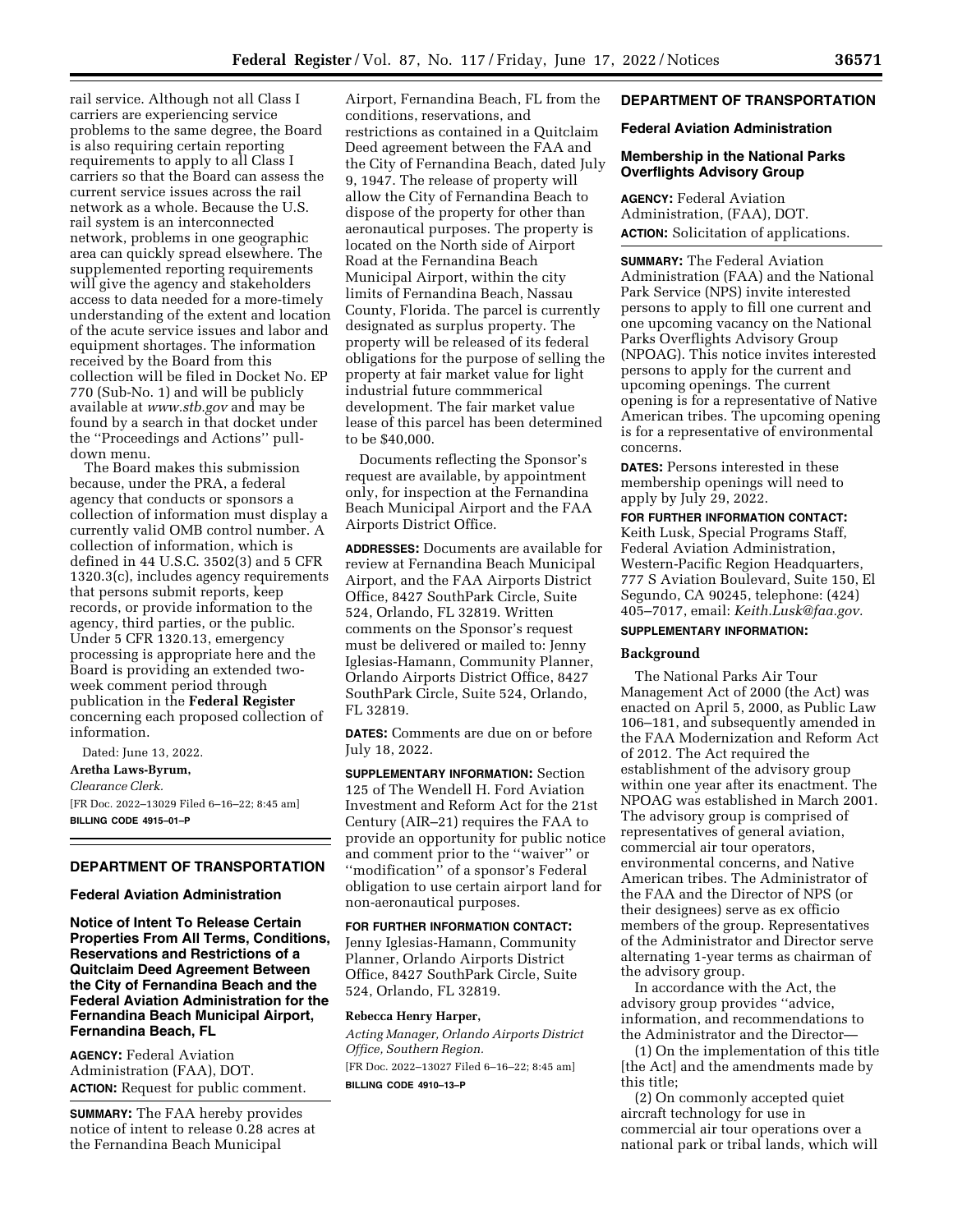rail service. Although not all Class I carriers are experiencing service problems to the same degree, the Board is also requiring certain reporting requirements to apply to all Class I carriers so that the Board can assess the current service issues across the rail network as a whole. Because the U.S. rail system is an interconnected network, problems in one geographic area can quickly spread elsewhere. The supplemented reporting requirements will give the agency and stakeholders access to data needed for a more-timely understanding of the extent and location of the acute service issues and labor and equipment shortages. The information received by the Board from this collection will be filed in Docket No. EP 770 (Sub-No. 1) and will be publicly available at *www.stb.gov* and may be found by a search in that docket under the ''Proceedings and Actions'' pull-down menu.

The Board makes this submission because, under the PRA, a federal agency that conducts or sponsors a collection of information must display a currently valid OMB control number. A collection of information, which is defined in 44 U.S.C. 3502(3) and 5 CFR 1320.3(c), includes agency requirements that persons submit reports, keep records, or provide information to the agency, third parties, or the public. Under 5 CFR 1320.13, emergency processing is appropriate here and the Board is providing an extended two-week comment period through publication in the **Federal Register** concerning each proposed collection of information.

Dated: June 13, 2022.

**Aretha Laws-Byrum,**

*Clearance Clerk.*

[FR Doc. 2022–13029 Filed 6–16–22; 8:45 am]

**BILLING CODE 4915–01–P**

## DEPARTMENT OF TRANSPORTATION

### Federal Aviation Administration

### Notice of Intent To Release Certain Properties From All Terms, Conditions, Reservations and Restrictions of a Quitclaim Deed Agreement Between the City of Fernandina Beach and the Federal Aviation Administration for the Fernandina Beach Municipal Airport, Fernandina Beach, FL

**AGENCY:** Federal Aviation Administration (FAA), DOT.

**ACTION:** Request for public comment.

**SUMMARY:** The FAA hereby provides notice of intent to release 0.28 acres at the Fernandina Beach Municipal Airport, Fernandina Beach, FL from the conditions, reservations, and restrictions as contained in a Quitclaim Deed agreement between the FAA and the City of Fernandina Beach, dated July 9, 1947. The release of property will allow the City of Fernandina Beach to dispose of the property for other than aeronautical purposes. The property is located on the North side of Airport Road at the Fernandina Beach Municipal Airport, within the city limits of Fernandina Beach, Nassau County, Florida. The parcel is currently designated as surplus property. The property will be released of its federal obligations for the purpose of selling the property at fair market value for light industrial future commmerical development. The fair market value lease of this parcel has been determined to be $40,000.

Documents reflecting the Sponsor's request are available, by appointment only, for inspection at the Fernandina Beach Municipal Airport and the FAA Airports District Office.

**ADDRESSES:** Documents are available for review at Fernandina Beach Municipal Airport, and the FAA Airports District Office, 8427 SouthPark Circle, Suite 524, Orlando, FL 32819. Written comments on the Sponsor's request must be delivered or mailed to: Jenny Iglesias-Hamann, Community Planner, Orlando Airports District Office, 8427 SouthPark Circle, Suite 524, Orlando, FL 32819.

**DATES:** Comments are due on or before July 18, 2022.

**SUPPLEMENTARY INFORMATION:** Section 125 of The Wendell H. Ford Aviation Investment and Reform Act for the 21st Century (AIR–21) requires the FAA to provide an opportunity for public notice and comment prior to the ''waiver'' or ''modification'' of a sponsor's Federal obligation to use certain airport land for non-aeronautical purposes.

**FOR FURTHER INFORMATION CONTACT:** Jenny Iglesias-Hamann, Community Planner, Orlando Airports District Office, 8427 SouthPark Circle, Suite 524, Orlando, FL 32819.

**Rebecca Henry Harper,**

*Acting Manager, Orlando Airports District Office, Southern Region.*

[FR Doc. 2022–13027 Filed 6–16–22; 8:45 am]

**BILLING CODE 4910–13–P**

## DEPARTMENT OF TRANSPORTATION

### Federal Aviation Administration

### Membership in the National Parks Overflights Advisory Group

**AGENCY:** Federal Aviation Administration, (FAA), DOT.

**ACTION:** Solicitation of applications.

**SUMMARY:** The Federal Aviation Administration (FAA) and the National Park Service (NPS) invite interested persons to apply to fill one current and one upcoming vacancy on the National Parks Overflights Advisory Group (NPOAG). This notice invites interested persons to apply for the current and upcoming openings. The current opening is for a representative of Native American tribes. The upcoming opening is for a representative of environmental concerns.

**DATES:** Persons interested in these membership openings will need to apply by July 29, 2022.

**FOR FURTHER INFORMATION CONTACT:** Keith Lusk, Special Programs Staff, Federal Aviation Administration, Western-Pacific Region Headquarters, 777 S Aviation Boulevard, Suite 150, El Segundo, CA 90245, telephone: (424) 405–7017, email: *Keith.Lusk@faa.gov.*

**SUPPLEMENTARY INFORMATION:**

#### Background

The National Parks Air Tour Management Act of 2000 (the Act) was enacted on April 5, 2000, as Public Law 106–181, and subsequently amended in the FAA Modernization and Reform Act of 2012. The Act required the establishment of the advisory group within one year after its enactment. The NPOAG was established in March 2001. The advisory group is comprised of representatives of general aviation, commercial air tour operators, environmental concerns, and Native American tribes. The Administrator of the FAA and the Director of NPS (or their designees) serve as ex officio members of the group. Representatives of the Administrator and Director serve alternating 1-year terms as chairman of the advisory group.

In accordance with the Act, the advisory group provides ''advice, information, and recommendations to the Administrator and the Director—

(1) On the implementation of this title [the Act] and the amendments made by this title;

(2) On commonly accepted quiet aircraft technology for use in commercial air tour operations over a national park or tribal lands, which will